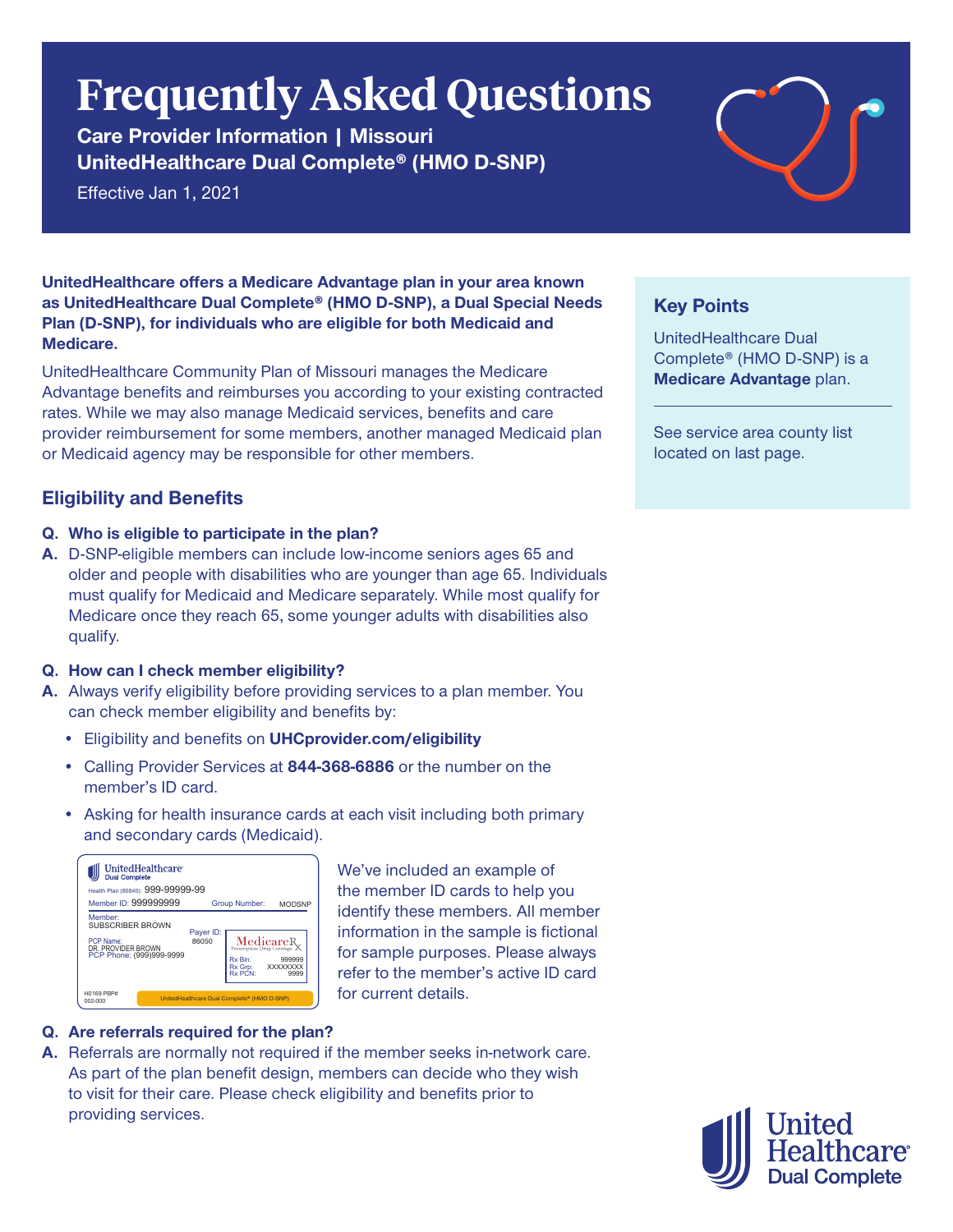# Frequently Asked Questions

**Care Provider Information | Missouri**
**UnitedHealthcare Dual Complete® (HMO D-SNP)**

Effective Jan 1, 2021

**UnitedHealthcare offers a Medicare Advantage plan in your area known as UnitedHealthcare Dual Complete® (HMO D-SNP), a Dual Special Needs Plan (D-SNP), for individuals who are eligible for both Medicaid and Medicare.**

UnitedHealthcare Community Plan of Missouri manages the Medicare Advantage benefits and reimburses you according to your existing contracted rates. While we may also manage Medicaid services, benefits and care provider reimbursement for some members, another managed Medicaid plan or Medicaid agency may be responsible for other members.

### Key Points

UnitedHealthcare Dual Complete® (HMO D-SNP) is a **Medicare Advantage** plan.

See service area county list located on last page.

## Eligibility and Benefits

**Q. Who is eligible to participate in the plan?**

**A.** D-SNP-eligible members can include low-income seniors ages 65 and older and people with disabilities who are younger than age 65. Individuals must qualify for Medicaid and Medicare separately. While most qualify for Medicare once they reach 65, some younger adults with disabilities also qualify.

**Q. How can I check member eligibility?**

**A.** Always verify eligibility before providing services to a plan member. You can check member eligibility and benefits by:

- Eligibility and benefits on **UHCprovider.com/eligibility**
- Calling Provider Services at **844-368-6886** or the number on the member's ID card.
- Asking for health insurance cards at each visit including both primary and secondary cards (Medicaid).

UnitedHealthcare Dual Complete
Health Plan (80840): 999-99999-99
Member ID: 999999999 Group Number: MODSNP
Member: SUBSCRIBER BROWN
Payer ID: 86050
PCP Name: DR. PROVIDER BROWN
PCP Phone: (999)999-9999
MedicareRx Prescription Drug Coverage
Rx Bin: 999999
Rx Grp: XXXXXXXX
Rx PCN: 9999
H0169 PBP# 002-000
UnitedHealthcare Dual Complete® (HMO D-SNP)

We've included an example of the member ID cards to help you identify these members. All member information in the sample is fictional for sample purposes. Please always refer to the member's active ID card for current details.

**Q. Are referrals required for the plan?**

**A.** Referrals are normally not required if the member seeks in-network care. As part of the plan benefit design, members can decide who they wish to visit for their care. Please check eligibility and benefits prior to providing services.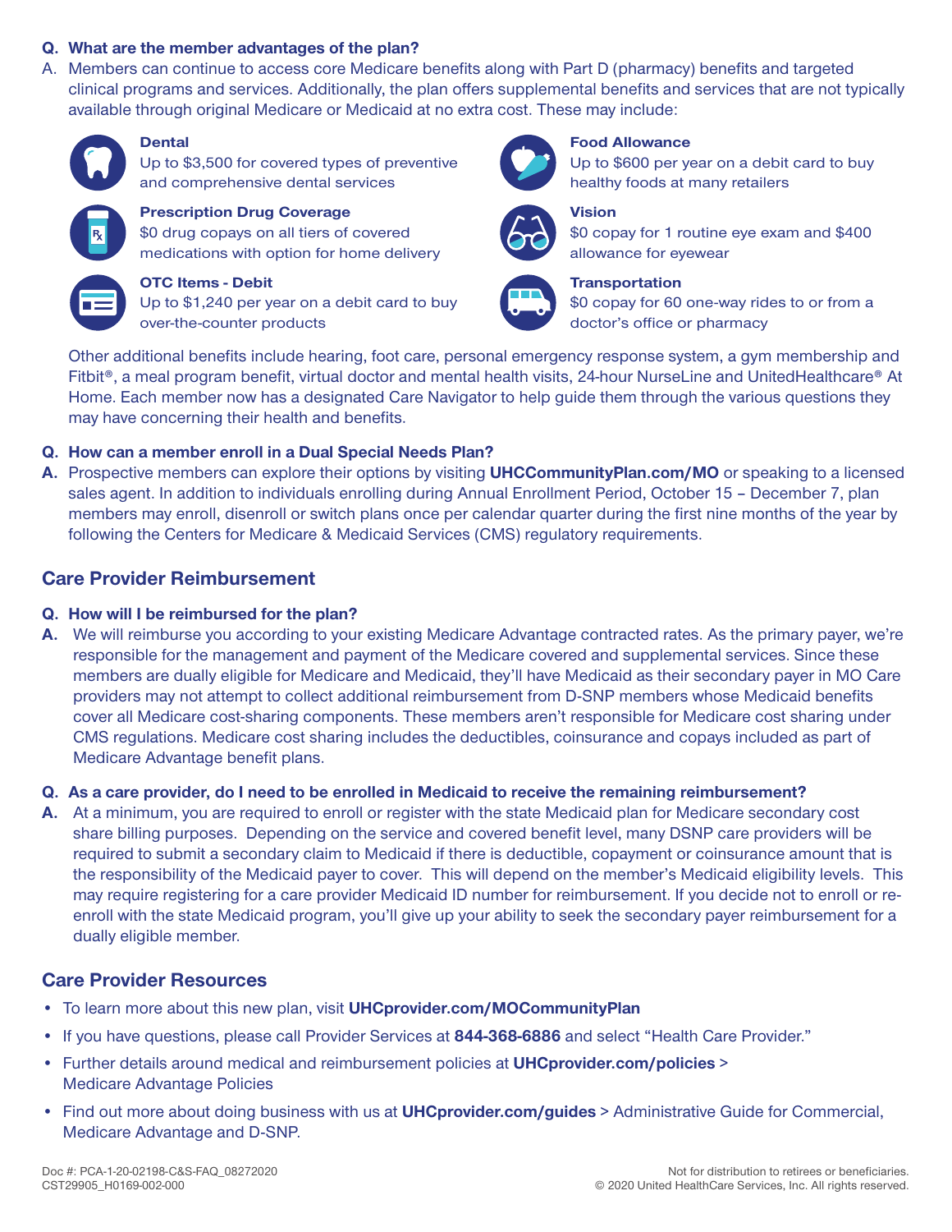**Q. What are the member advantages of the plan?**

A. Members can continue to access core Medicare benefits along with Part D (pharmacy) benefits and targeted clinical programs and services. Additionally, the plan offers supplemental benefits and services that are not typically available through original Medicare or Medicaid at no extra cost. These may include:

**Dental**
Up to $3,500 for covered types of preventive and comprehensive dental services

**Prescription Drug Coverage**
$0 drug copays on all tiers of covered medications with option for home delivery

**OTC Items - Debit**
Up to $1,240 per year on a debit card to buy over-the-counter products

**Food Allowance**
Up to $600 per year on a debit card to buy healthy foods at many retailers

**Vision**
$0 copay for 1 routine eye exam and $400 allowance for eyewear

**Transportation**
$0 copay for 60 one-way rides to or from a doctor's office or pharmacy

Other additional benefits include hearing, foot care, personal emergency response system, a gym membership and Fitbit®, a meal program benefit, virtual doctor and mental health visits, 24-hour NurseLine and UnitedHealthcare® At Home. Each member now has a designated Care Navigator to help guide them through the various questions they may have concerning their health and benefits.

**Q. How can a member enroll in a Dual Special Needs Plan?**

**A.** Prospective members can explore their options by visiting **UHCCommunityPlan.com/MO** or speaking to a licensed sales agent. In addition to individuals enrolling during Annual Enrollment Period, October 15 – December 7, plan members may enroll, disenroll or switch plans once per calendar quarter during the first nine months of the year by following the Centers for Medicare & Medicaid Services (CMS) regulatory requirements.

## Care Provider Reimbursement

**Q. How will I be reimbursed for the plan?**

**A.** We will reimburse you according to your existing Medicare Advantage contracted rates. As the primary payer, we're responsible for the management and payment of the Medicare covered and supplemental services. Since these members are dually eligible for Medicare and Medicaid, they'll have Medicaid as their secondary payer in MO Care providers may not attempt to collect additional reimbursement from D-SNP members whose Medicaid benefits cover all Medicare cost-sharing components. These members aren't responsible for Medicare cost sharing under CMS regulations. Medicare cost sharing includes the deductibles, coinsurance and copays included as part of Medicare Advantage benefit plans.

**Q. As a care provider, do I need to be enrolled in Medicaid to receive the remaining reimbursement?**

**A.** At a minimum, you are required to enroll or register with the state Medicaid plan for Medicare secondary cost share billing purposes. Depending on the service and covered benefit level, many DSNP care providers will be required to submit a secondary claim to Medicaid if there is deductible, copayment or coinsurance amount that is the responsibility of the Medicaid payer to cover. This will depend on the member's Medicaid eligibility levels. This may require registering for a care provider Medicaid ID number for reimbursement. If you decide not to enroll or re-enroll with the state Medicaid program, you'll give up your ability to seek the secondary payer reimbursement for a dually eligible member.

## Care Provider Resources

- To learn more about this new plan, visit **UHCprovider.com/MOCommunityPlan**
- If you have questions, please call Provider Services at **844-368-6886** and select "Health Care Provider."
- Further details around medical and reimbursement policies at **UHCprovider.com/policies** > Medicare Advantage Policies
- Find out more about doing business with us at **UHCprovider.com/guides** > Administrative Guide for Commercial, Medicare Advantage and D-SNP.

Doc #: PCA-1-20-02198-C&S-FAQ_08272020
CST29905_H0169-002-000

Not for distribution to retirees or beneficiaries.
© 2020 United HealthCare Services, Inc. All rights reserved.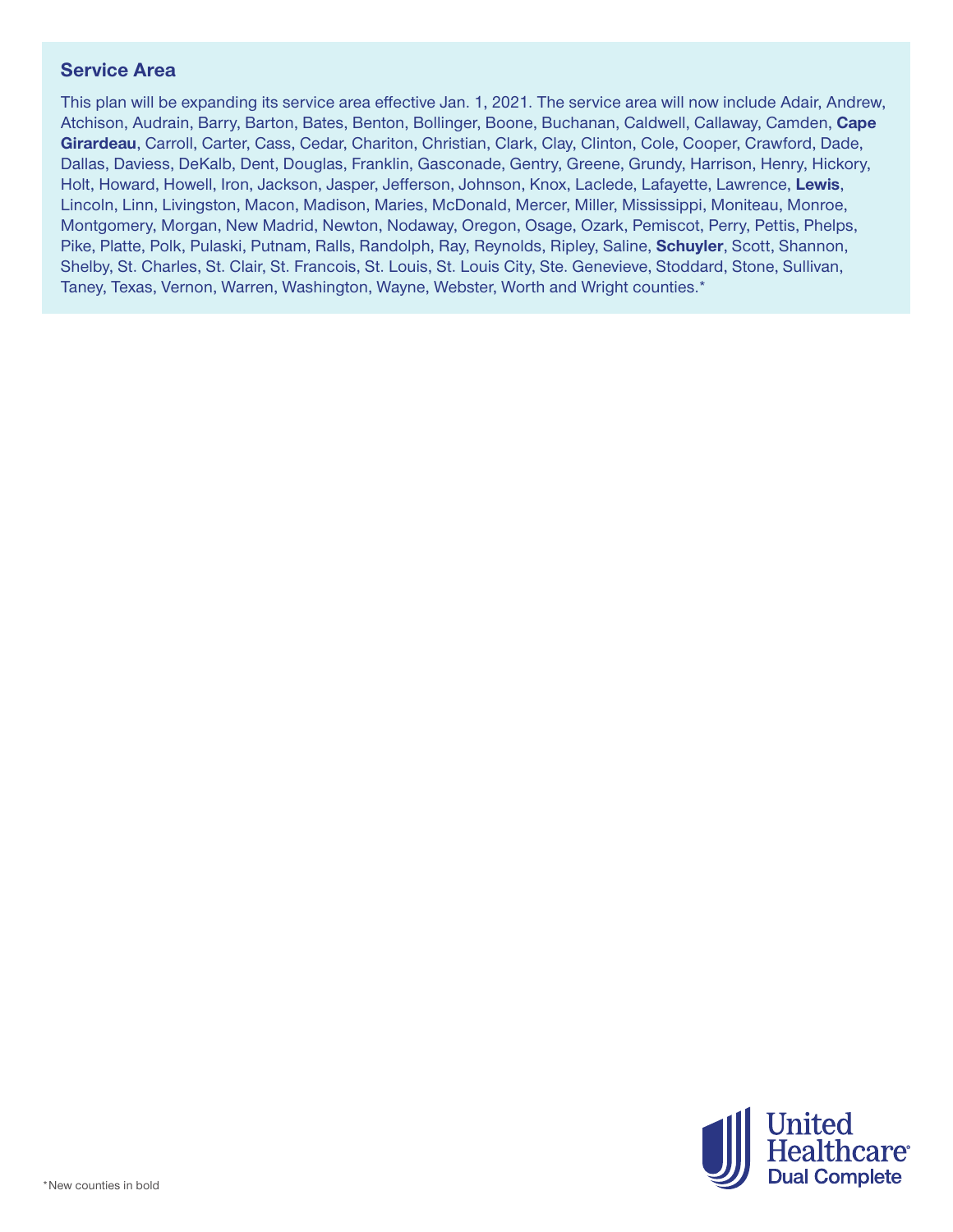## Service Area

This plan will be expanding its service area effective Jan. 1, 2021. The service area will now include Adair, Andrew, Atchison, Audrain, Barry, Barton, Bates, Benton, Bollinger, Boone, Buchanan, Caldwell, Callaway, Camden, **Cape Girardeau**, Carroll, Carter, Cass, Cedar, Chariton, Christian, Clark, Clay, Clinton, Cole, Cooper, Crawford, Dade, Dallas, Daviess, DeKalb, Dent, Douglas, Franklin, Gasconade, Gentry, Greene, Grundy, Harrison, Henry, Hickory, Holt, Howard, Howell, Iron, Jackson, Jasper, Jefferson, Johnson, Knox, Laclede, Lafayette, Lawrence, **Lewis**, Lincoln, Linn, Livingston, Macon, Madison, Maries, McDonald, Mercer, Miller, Mississippi, Moniteau, Monroe, Montgomery, Morgan, New Madrid, Newton, Nodaway, Oregon, Osage, Ozark, Pemiscot, Perry, Pettis, Phelps, Pike, Platte, Polk, Pulaski, Putnam, Ralls, Randolph, Ray, Reynolds, Ripley, Saline, **Schuyler**, Scott, Shannon, Shelby, St. Charles, St. Clair, St. Francois, St. Louis, St. Louis City, Ste. Genevieve, Stoddard, Stone, Sullivan, Taney, Texas, Vernon, Warren, Washington, Wayne, Webster, Worth and Wright counties.*

*New counties in bold

United Healthcare®
Dual Complete